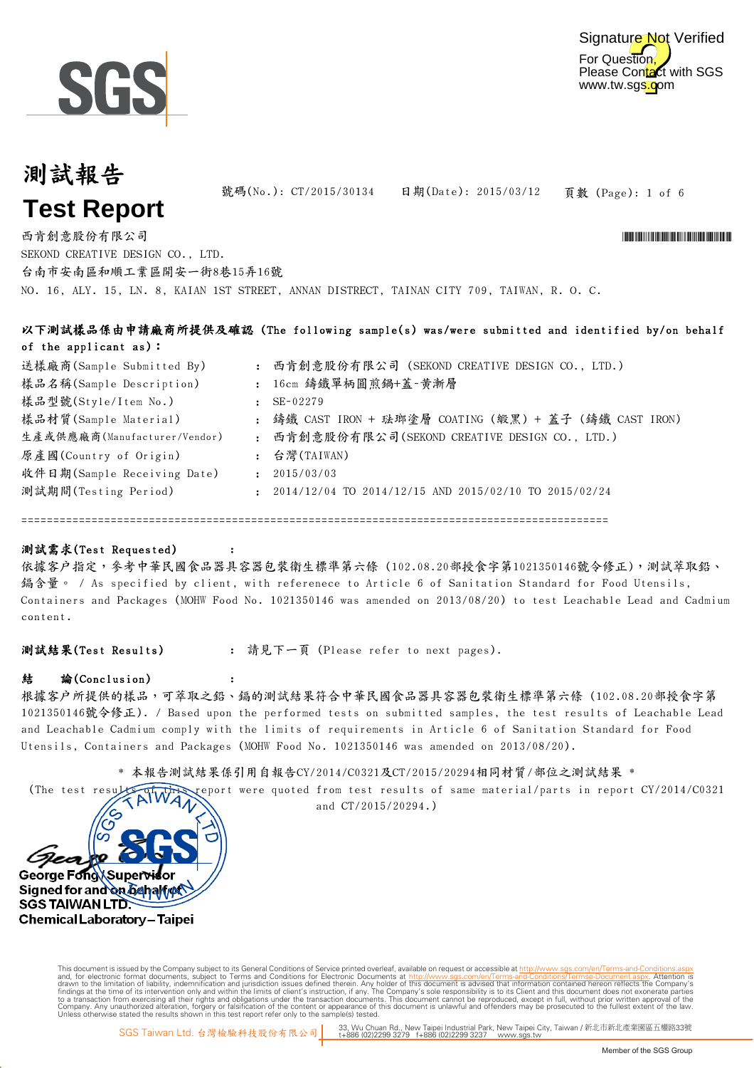Signature Not Verified
For Question, Please Contact with SGS www.tw.sgs.com

# 測試報告
# Test Report

號碼(No.): CT/2015/30134　　日期(Date): 2015/03/12　　頁數 (Page): 1 of 6

西肯創意股份有限公司
SEKOND CREATIVE DESIGN CO., LTD.
台南市安南區和順工業區開安一街8巷15弄16號
NO. 16, ALY. 15, LN. 8, KAIAN 1ST STREET, ANNAN DISTRECT, TAINAN CITY 709, TAIWAN, R. O. C.

**以下測試樣品係由申請廠商所提供及確認 (The following sample(s) was/were submitted and identified by/on behalf of the applicant as)：**

| | | |
|---|---|---|
| 送樣廠商(Sample Submitted By) | : | 西肯創意股份有限公司 (SEKOND CREATIVE DESIGN CO., LTD.) |
| 樣品名稱(Sample Description) | : | 16cm 鑄鐵單柄圓煎鍋+蓋-黃漸層 |
| 樣品型號(Style/Item No.) | : | SE-02279 |
| 樣品材質(Sample Material) | : | 鑄鐵 CAST IRON + 琺瑯塗層 COATING (緞黑) + 蓋子 (鑄鐵 CAST IRON) |
| 生產或供應廠商(Manufacturer/Vendor) | : | 西肯創意股份有限公司(SEKOND CREATIVE DESIGN CO., LTD.) |
| 原產國(Country of Origin) | : | 台灣(TAIWAN) |
| 收件日期(Sample Receiving Date) | : | 2015/03/03 |
| 測試期間(Testing Period) | : | 2014/12/04 TO 2014/12/15 AND 2015/02/10 TO 2015/02/24 |

==========================================================================================

**測試需求(Test Requested)**　　:
依據客戶指定，參考中華民國食品器具容器包裝衛生標準第六條 (102.08.20部授食字第1021350146號令修正)，測試萃取鉛、鎘含量。 / As specified by client, with reference to Article 6 of Sanitation Standard for Food Utensils, Containers and Packages (MOHW Food No. 1021350146 was amended on 2013/08/20) to test Leachable Lead and Cadmium content.

**測試結果(Test Results)**　　: 請見下一頁 (Please refer to next pages).

**結　論(Conclusion)**　　:
根據客戶所提供的樣品，可萃取之鉛、鎘的測試結果符合中華民國食品器具容器包裝衛生標準第六條 (102.08.20部授食字第1021350146號令修正). / Based upon the performed tests on submitted samples, the test results of Leachable Lead and Leachable Cadmium comply with the limits of requirements in Article 6 of Sanitation Standard for Food Utensils, Containers and Packages (MOHW Food No. 1021350146 was amended on 2013/08/20).

\* 本報告測試結果係引用自報告CY/2014/C0321及CT/2015/20294相同材質/部位之測試結果 \*
(The test results of this report were quoted from test results of same material/parts in report CY/2014/C0321 and CT/2015/20294.)

George Fong / Supervisor
Signed for and on behalf of
SGS TAIWAN LTD.
Chemical Laboratory – Taipei

This document is issued by the Company subject to its General Conditions of Service printed overleaf, available on request or accessible at http://www.sgs.com/en/Terms-and-Conditions.aspx and, for electronic format documents, subject to Terms and Conditions for Electronic Documents at http://www.sgs.com/en/Terms-and-Conditions/Termse-Document.aspx. Attention is drawn to the limitation of liability, indemnification and jurisdiction issues defined therein. Any holder of this document is advised that information contained hereon reflects the Company's findings at the time of its intervention only and within the limits of client's instruction, if any. The Company's sole responsibility is to its Client and this document does not exonerate parties to a transaction from exercising all their rights and obligations under the transaction documents. This document cannot be reproduced, except in full, without prior written approval of the Company. Any unauthorized alteration, forgery or falsification of the content or appearance of this document is unlawful and offenders may be prosecuted to the fullest extent of the law. Unless otherwise stated the results shown in this test report refer only to the sample(s) tested.

SGS Taiwan Ltd. 台灣檢驗科技股份有限公司 | 33, Wu Chuan Rd., New Taipei Industrial Park, New Taipei City, Taiwan / 新北市新北產業園區五權路33號 t+886 (02)2299 3279 f+886 (02)2299 3237 www.sgs.tw

Member of the SGS Group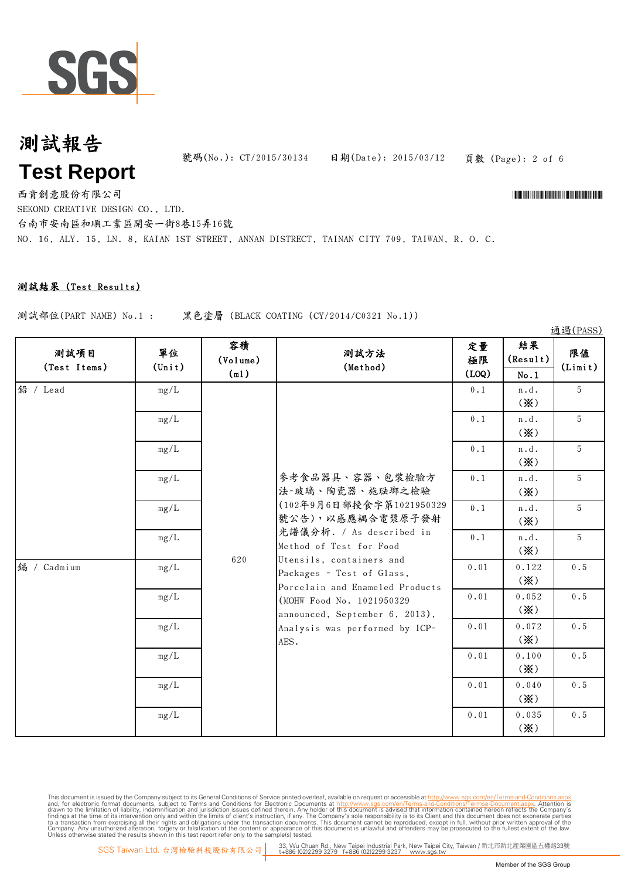# 測試報告
# Test Report

號碼(No.): CT/2015/30134　　日期(Date): 2015/03/12

西肯創意股份有限公司
SEKOND CREATIVE DESIGN CO., LTD.
台南市安南區和順工業區開安一街8巷15弄16號
NO. 16, ALY. 15, LN. 8, KAIAN 1ST STREET, ANNAN DISTRECT, TAINAN CITY 709, TAIWAN, R. O. C.

**測試結果 (Test Results)**

測試部位(PART NAME) No.1 :　　黑色塗層 (BLACK COATING (CY/2014/C0321 No.1))

通過(PASS)

| 測試項目 (Test Items) | 單位 (Unit) | 容積 (Volume) (ml) | 測試方法 (Method) | 定量極限 (LOQ) | 結果 (Result) No.1 | 限值 (Limit) |
|---|---|---|---|---|---|---|
| 鉛 / Lead | mg/L | 620 | 參考食品器具、容器、包裝檢驗方法-玻璃、陶瓷器、施琺瑯之檢驗(102年9月6日部授食字第1021950329號公告)，以感應耦合電漿原子發射光譜儀分析. / As described in Method of Test for Food Utensils, containers and Packages - Test of Glass, Porcelain and Enameled Products (MOHW Food No. 1021950329 announced, September 6, 2013), Analysis was performed by ICP-AES. | 0.1 | n.d. (※) | 5 |
| | mg/L | | | 0.1 | n.d. (※) | 5 |
| | mg/L | | | 0.1 | n.d. (※) | 5 |
| | mg/L | | | 0.1 | n.d. (※) | 5 |
| | mg/L | | | 0.1 | n.d. (※) | 5 |
| | mg/L | | | 0.1 | n.d. (※) | 5 |
| 鎘 / Cadmium | mg/L | | | 0.01 | 0.122 (※) | 0.5 |
| | mg/L | | | 0.01 | 0.052 (※) | 0.5 |
| | mg/L | | | 0.01 | 0.072 (※) | 0.5 |
| | mg/L | | | 0.01 | 0.100 (※) | 0.5 |
| | mg/L | | | 0.01 | 0.040 (※) | 0.5 |
| | mg/L | | | 0.01 | 0.035 (※) | 0.5 |

This document is issued by the Company subject to its General Conditions of Service printed overleaf, available on request or accessible at http://www.sgs.com/en/Terms-and-Conditions.aspx and, for electronic format documents, subject to Terms and Conditions for Electronic Documents at http://www.sgs.com/en/Terms-and-Conditions/Termse-Document.aspx. Attention is drawn to the limitation of liability, indemnification and jurisdiction issues defined therein. Any holder of this document is advised that information contained hereon reflects the Company's findings at the time of its intervention only and within the limits of client's instruction, if any. The Company's sole responsibility is to its Client and this document does not exonerate parties to a transaction from exercising all their rights and obligations under the transaction documents. This document cannot be reproduced, except in full, without prior written approval of the Company. Any unauthorized alteration, forgery or falsification of the content or appearance of this document is unlawful and offenders may be prosecuted to the fullest extent of the law. Unless otherwise stated the results shown in this test report refer only to the sample(s) tested.

SGS Taiwan Ltd. 台灣檢驗科技股份有限公司　33, Wu Chuan Rd., New Taipei Industrial Park, New Taipei City, Taiwan / 新北市新北產業園區五權路33號 t+886 (02)2299 3279　f+886 (02)2299 3237　www.sgs.tw

Member of the SGS Group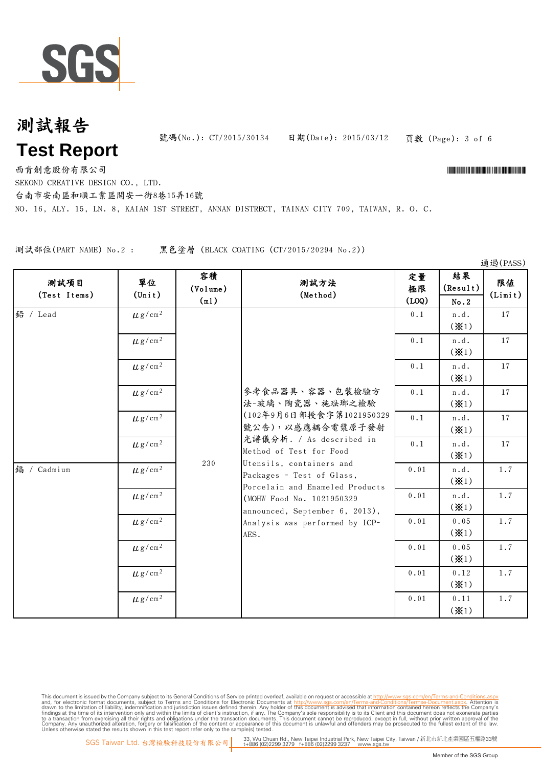# 測試報告

# Test Report

號碼(No.): CT/2015/30134　　日期(Date): 2015/03/12

西肯創意股份有限公司

SEKOND CREATIVE DESIGN CO., LTD.

台南市安南區和順工業區開安一街8巷15弄16號

NO. 16, ALY. 15, LN. 8, KAIAN 1ST STREET, ANNAN DISTRECT, TAINAN CITY 709, TAIWAN, R. O. C.

測試部位(PART NAME) No.2 :　　黑色塗層 (BLACK COATING (CT/2015/20294 No.2))

通過(PASS)

| 測試項目 (Test Items) | 單位 (Unit) | 容積 (Volume) (ml) | 測試方法 (Method) | 定量極限 (LOQ) | 結果 (Result) No.2 | 限值 (Limit) |
|---|---|---|---|---|---|---|
| 鉛 / Lead | μg/cm² | 230 | 參考食品器具、容器、包裝檢驗方法-玻璃、陶瓷器、施琺瑯之檢驗(102年9月6日部授食字第1021950329號公告)，以感應耦合電漿原子發射光譜儀分析. / As described in Method of Test for Food Utensils, containers and Packages - Test of Glass, Porcelain and Enameled Products (MOHW Food No. 1021950329 announced, September 6, 2013), Analysis was performed by ICP-AES. | 0.1 | n.d. (※1) | 17 |
| | μg/cm² | | | 0.1 | n.d. (※1) | 17 |
| | μg/cm² | | | 0.1 | n.d. (※1) | 17 |
| | μg/cm² | | | 0.1 | n.d. (※1) | 17 |
| | μg/cm² | | | 0.1 | n.d. (※1) | 17 |
| | μg/cm² | | | 0.1 | n.d. (※1) | 17 |
| 鎘 / Cadmium | μg/cm² | | | 0.01 | n.d. (※1) | 1.7 |
| | μg/cm² | | | 0.01 | n.d. (※1) | 1.7 |
| | μg/cm² | | | 0.01 | 0.05 (※1) | 1.7 |
| | μg/cm² | | | 0.01 | 0.05 (※1) | 1.7 |
| | μg/cm² | | | 0.01 | 0.12 (※1) | 1.7 |
| | μg/cm² | | | 0.01 | 0.11 (※1) | 1.7 |

This document is issued by the Company subject to its General Conditions of Service printed overleaf, available on request or accessible at http://www.sgs.com/en/Terms-and-Conditions.aspx and, for electronic format documents, subject to Terms and Conditions for Electronic Documents at http://www.sgs.com/en/Terms-and-Conditions/Termse-Document.aspx. Attention is drawn to the limitation of liability, indemnification and jurisdiction issues defined therein. Any holder of this document is advised that information contained hereon reflects the Company's findings at the time of its intervention only and within the limits of client's instruction, if any. The Company's sole responsibility is to its Client and this document does not exonerate parties to a transaction from exercising all their rights and obligations under the transaction documents. This document cannot be reproduced, except in full, without prior written approval of the Company. Any unauthorized alteration, forgery or falsification of the content or appearance of this document is unlawful and offenders may be prosecuted to the fullest extent of the law. Unless otherwise stated the results shown in this test report refer only to the sample(s) tested.

SGS Taiwan Ltd. 台灣檢驗科技股份有限公司 | 33, Wu Chuan Rd., New Taipei Industrial Park, New Taipei City, Taiwan / 新北市新北產業園區五權路33號 t+886 (02)2299 3279 f+886 (02)2299 3237 www.sgs.tw

Member of the SGS Group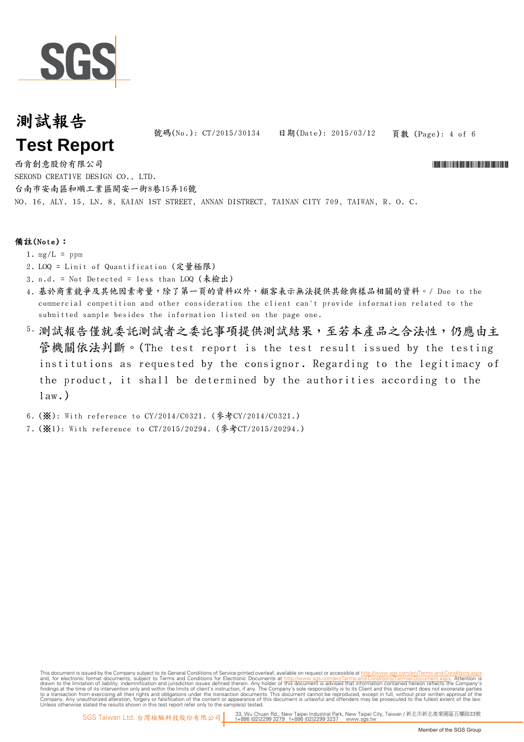# 測試報告
# Test Report

號碼(No.): CT/2015/30134　　日期(Date): 2015/03/12

西肯創意股份有限公司

SEKOND CREATIVE DESIGN CO., LTD.

台南市安南區和順工業區開安一街8巷15弄16號

NO. 16, ALY. 15, LN. 8, KAIAN 1ST STREET, ANNAN DISTRECT, TAINAN CITY 709, TAIWAN, R. O. C.

**備註(Note)：**

1. mg/L = ppm
2. LOQ = Limit of Quantification (定量極限)
3. n.d. = Not Detected = less than LOQ (未檢出)
4. 基於商業競爭及其他因素考量，除了第一頁的資料以外，顧客表示無法提供其餘與樣品相關的資料。/ Due to the commercial competition and other consideration the client can't provide information related to the submitted sample besides the information listed on the page one.
5. 測試報告僅就委託測試者之委託事項提供測試結果，至若本產品之合法性，仍應由主管機關依法判斷。(The test report is the test result issued by the testing institutions as requested by the consignor. Regarding to the legitimacy of the product, it shall be determined by the authorities according to the law.)
6. (※): With reference to CY/2014/C0321. (參考CY/2014/C0321.)
7. (※1): With reference to CT/2015/20294. (參考CT/2015/20294.)

This document is issued by the Company subject to its General Conditions of Service printed overleaf, available on request or accessible at http://www.sgs.com/en/Terms-and-Conditions.aspx and, for electronic format documents, subject to Terms and Conditions for Electronic Documents at http://www.sgs.com/en/Terms-and-Conditions/Termse-Document.aspx. Attention is drawn to the limitation of liability, indemnification and jurisdiction issues defined therein. Any holder of this document is advised that information contained hereon reflects the Company's findings at the time of its intervention only and within the limits of client's instruction, if any. The Company's sole responsibility is to its Client and this document does not exonerate parties to a transaction from exercising all their rights and obligations under the transaction documents. This document cannot be reproduced, except in full, without prior written approval of the Company. Any unauthorized alteration, forgery or falsification of the content or appearance of this document is unlawful and offenders may be prosecuted to the fullest extent of the law. Unless otherwise stated the results shown in this test report refer only to the sample(s) tested.

SGS Taiwan Ltd. 台灣檢驗科技股份有限公司 | 33, Wu Chuan Rd., New Taipei Industrial Park, New Taipei City, Taiwan / 新北市新北產業園區五權路33號 t+886 (02)2299 3279 f+886 (02)2299 3237 www.sgs.tw

Member of the SGS Group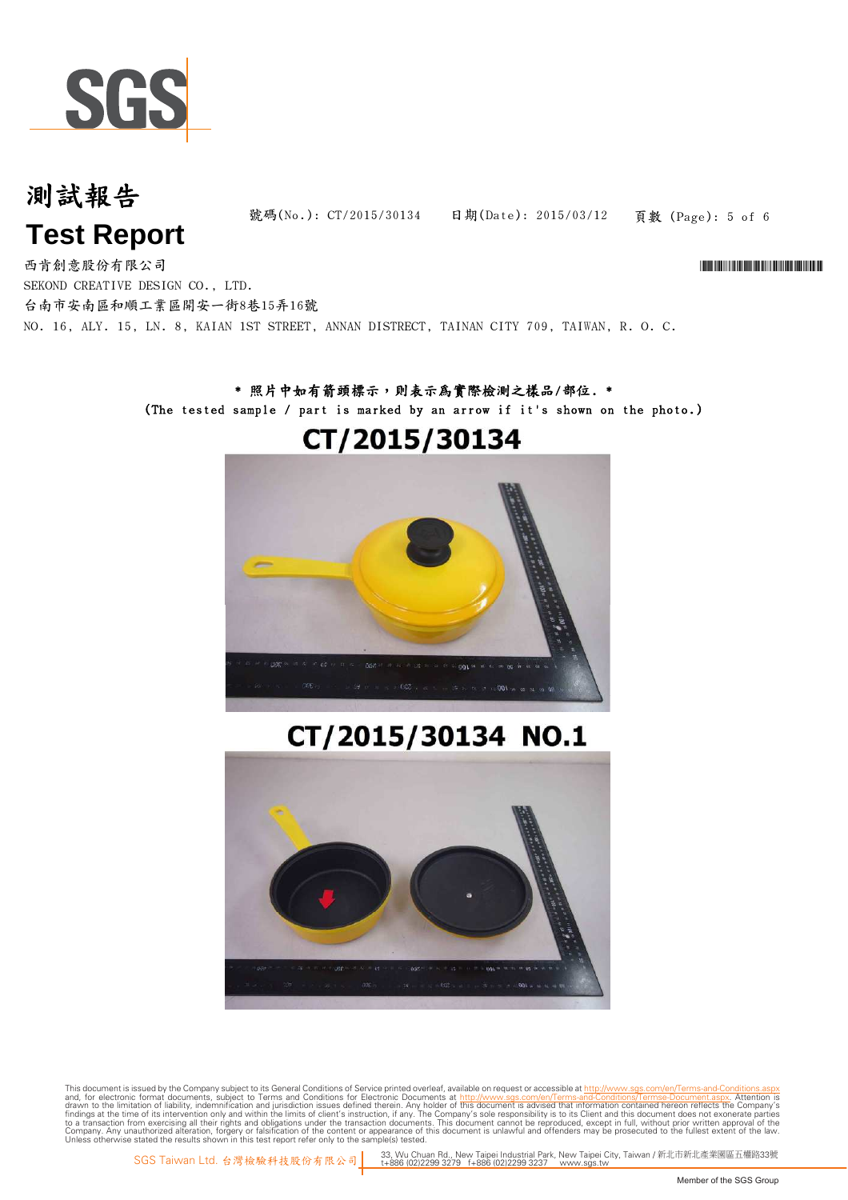# 測試報告

# Test Report

號碼(No.): CT/2015/30134　　日期(Date): 2015/03/12

西肯創意股份有限公司

SEKOND CREATIVE DESIGN CO., LTD.

台南市安南區和順工業區開安一街8巷15弄16號

NO. 16, ALY. 15, LN. 8, KAIAN 1ST STREET, ANNAN DISTRECT, TAINAN CITY 709, TAIWAN, R. O. C.

\* 照片中如有箭頭標示，則表示為實際檢測之樣品/部位. \*

(The tested sample / part is marked by an arrow if it's shown on the photo.)

**CT/2015/30134**

**CT/2015/30134 NO.1**

This document is issued by the Company subject to its General Conditions of Service printed overleaf, available on request or accessible at http://www.sgs.com/en/Terms-and-Conditions.aspx and, for electronic format documents, subject to Terms and Conditions for Electronic Documents at http://www.sgs.com/en/Terms-and-Conditions/Termse-Document.aspx. Attention is drawn to the limitation of liability, indemnification and jurisdiction issues defined therein. Any holder of this document is advised that information contained hereon reflects the Company's findings at the time of its intervention only and within the limits of client's instruction, if any. The Company's sole responsibility is to its Client and this document does not exonerate parties to a transaction from exercising all their rights and obligations under the transaction documents. This document cannot be reproduced, except in full, without prior written approval of the Company. Any unauthorized alteration, forgery or falsification of the content or appearance of this document is unlawful and offenders may be prosecuted to the fullest extent of the law. Unless otherwise stated the results shown in this test report refer only to the sample(s) tested.

SGS Taiwan Ltd. 台灣檢驗科技股份有限公司 | 33, Wu Chuan Rd., New Taipei Industrial Park, New Taipei City, Taiwan / 新北市新北產業園區五權路33號 t+886 (02)2299 3279 f+886 (02)2299 3237 www.sgs.tw

Member of the SGS Group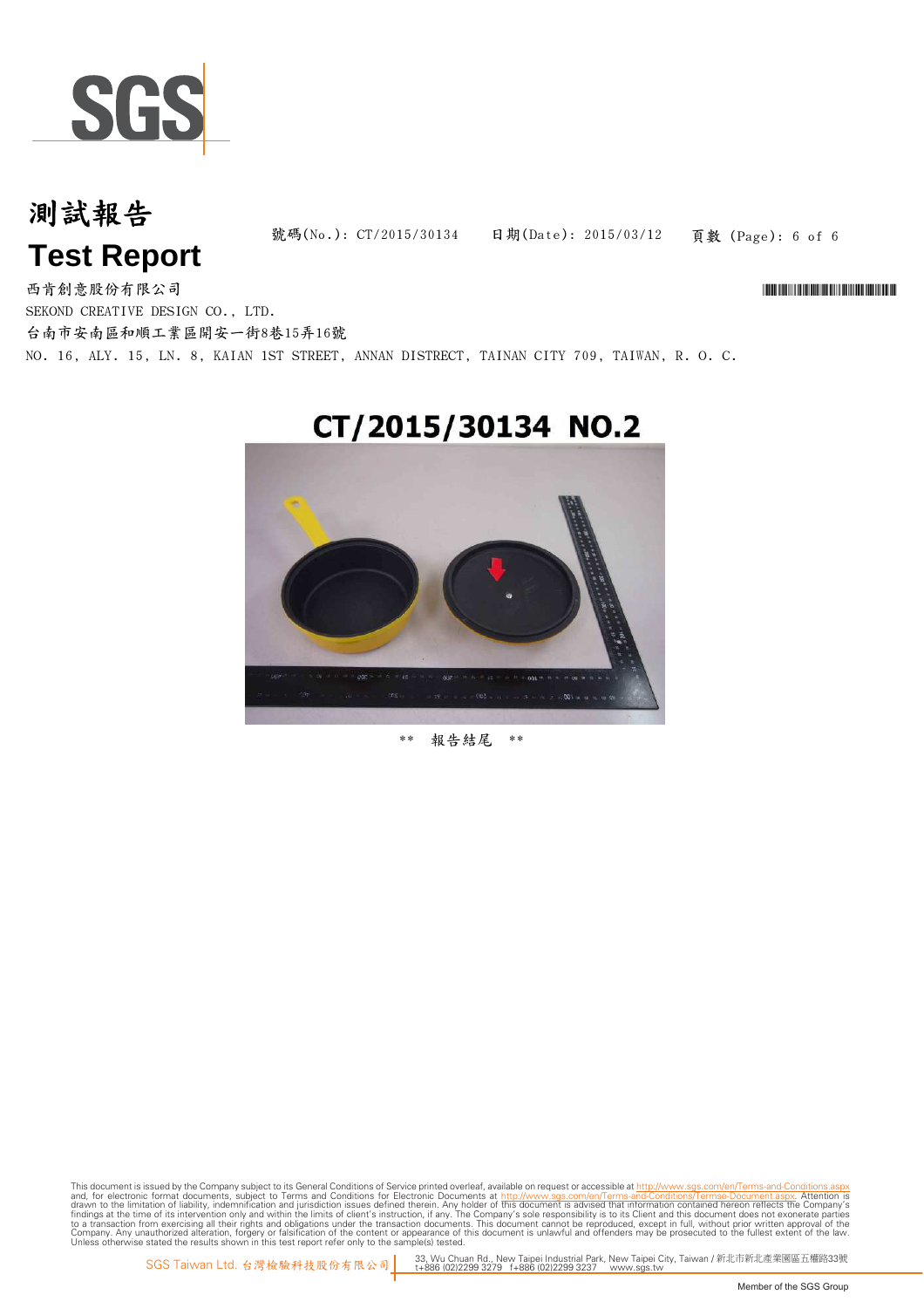# 測試報告
# Test Report

號碼(No.): CT/2015/30134　　日期(Date): 2015/03/12

西肯創意股份有限公司
SEKOND CREATIVE DESIGN CO., LTD.
台南市安南區和順工業區開安一街8巷15弄16號
NO. 16, ALY. 15, LN. 8, KAIAN 1ST STREET, ANNAN DISTRECT, TAINAN CITY 709, TAIWAN, R. O. C.

CT/2015/30134 NO.2

** 報告結尾 **

This document is issued by the Company subject to its General Conditions of Service printed overleaf, available on request or accessible at http://www.sgs.com/en/Terms-and-Conditions.aspx and, for electronic format documents, subject to Terms and Conditions for Electronic Documents at http://www.sgs.com/en/Terms-and-Conditions/Termse-Document.aspx. Attention is drawn to the limitation of liability, indemnification and jurisdiction issues defined therein. Any holder of this document is advised that information contained hereon reflects the Company's findings at the time of its intervention only and within the limits of client's instruction, if any. The Company's sole responsibility is to its Client and this document does not exonerate parties to a transaction from exercising all their rights and obligations under the transaction documents. This document cannot be reproduced, except in full, without prior written approval of the Company. Any unauthorized alteration, forgery or falsification of the content or appearance of this document is unlawful and offenders may be prosecuted to the fullest extent of the law. Unless otherwise stated the results shown in this test report refer only to the sample(s) tested.

SGS Taiwan Ltd. 台灣檢驗科技股份有限公司 | 33, Wu Chuan Rd., New Taipei Industrial Park, New Taipei City, Taiwan / 新北市新北產業園區五權路33號 t+886 (02)2299 3279 f+886 (02)2299 3237 www.sgs.tw

Member of the SGS Group